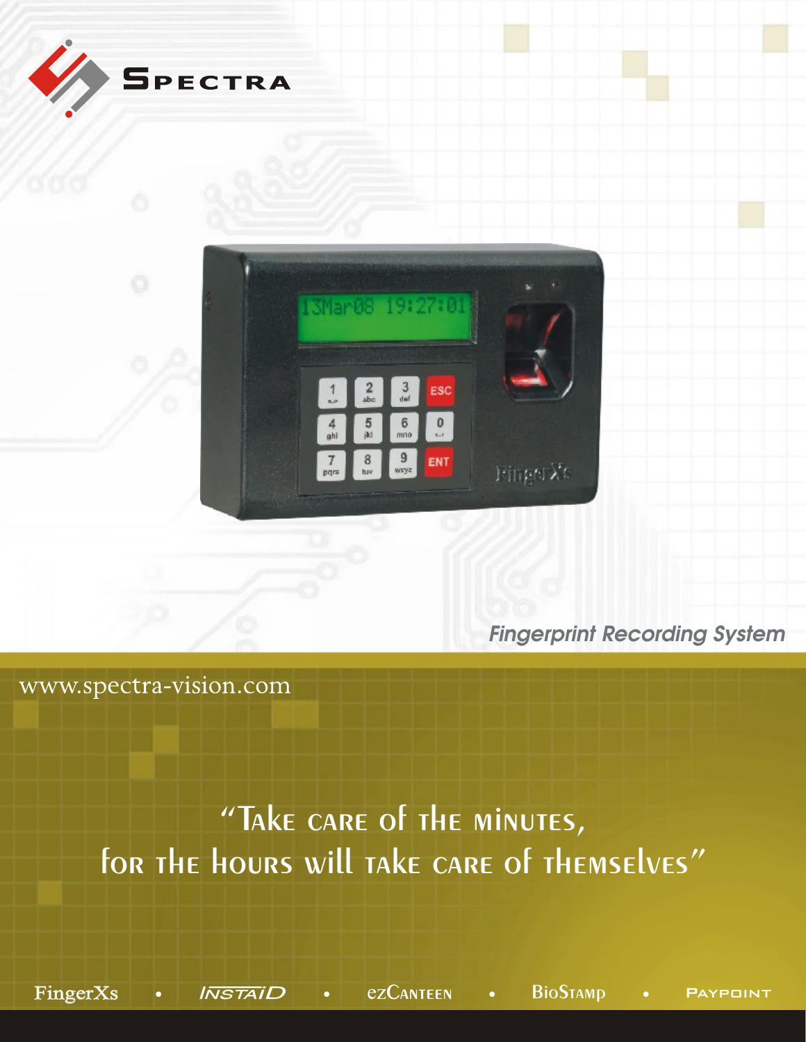# SPECTRA

*Fingerprint Recording System*

www.spectra-vision.com

"Take care of the minutes, for the hours will take care of themselves"

FingerXs • INSTAID • ezCanteen • BioStamp • Paypoint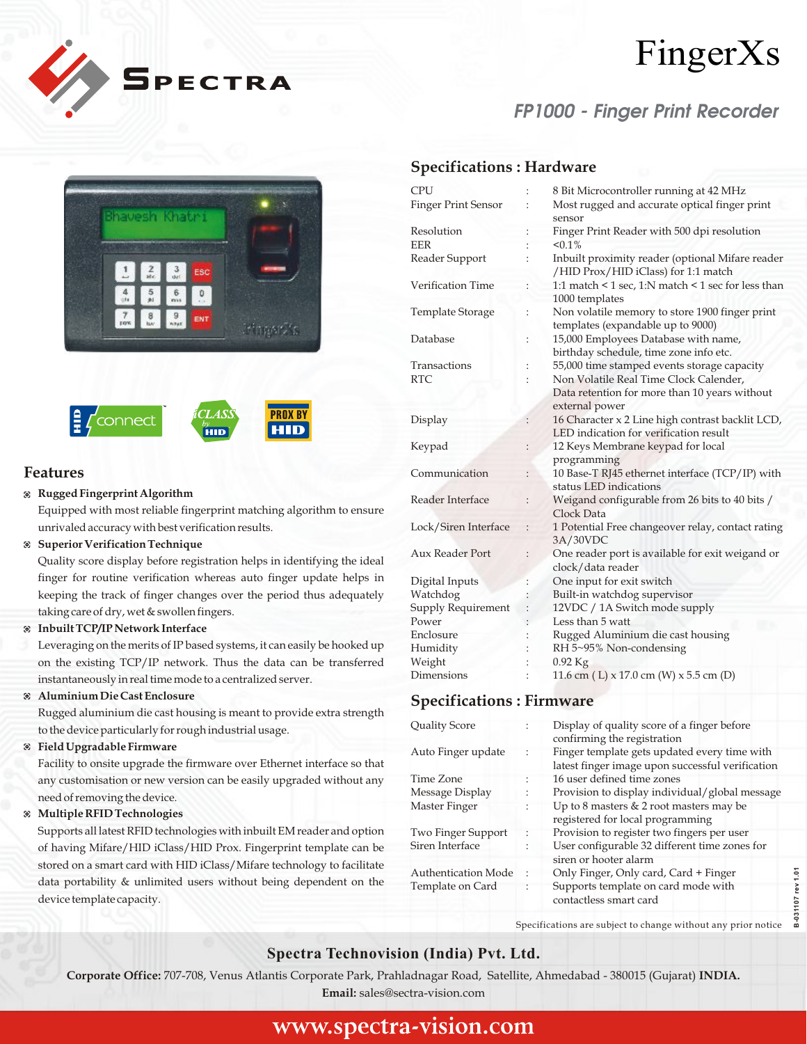# FingerXs

## *FP1000 - Finger Print Recorder*

## Features

- **Rugged Fingerprint Algorithm**
  Equipped with most reliable fingerprint matching algorithm to ensure unrivaled accuracy with best verification results.
- **Superior Verification Technique**
  Quality score display before registration helps in identifying the ideal finger for routine verification whereas auto finger update helps in keeping the track of finger changes over the period thus adequately taking care of dry, wet & swollen fingers.
- **Inbuilt TCP/IP Network Interface**
  Leveraging on the merits of IP based systems, it can easily be hooked up on the existing TCP/IP network. Thus the data can be transferred instantaneously in real time mode to a centralized server.
- **Aluminium Die Cast Enclosure**
  Rugged aluminium die cast housing is meant to provide extra strength to the device particularly for rough industrial usage.
- **Field Upgradable Firmware**
  Facility to onsite upgrade the firmware over Ethernet interface so that any customisation or new version can be easily upgraded without any need of removing the device.
- **Multiple RFID Technologies**
  Supports all latest RFID technologies with inbuilt EM reader and option of having Mifare/HID iClass/HID Prox. Fingerprint template can be stored on a smart card with HID iClass/Mifare technology to facilitate data portability & unlimited users without being dependent on the device template capacity.

## Specifications : Hardware

| | | |
|---|---|---|
| CPU | : | 8 Bit Microcontroller running at 42 MHz |
| Finger Print Sensor | : | Most rugged and accurate optical finger print sensor |
| Resolution | : | Finger Print Reader with 500 dpi resolution |
| EER | : | <0.1% |
| Reader Support | : | Inbuilt proximity reader (optional Mifare reader /HID Prox/HID iClass) for 1:1 match |
| Verification Time | : | 1:1 match < 1 sec, 1:N match < 1 sec for less than 1000 templates |
| Template Storage | : | Non volatile memory to store 1900 finger print templates (expandable up to 9000) |
| Database | : | 15,000 Employees Database with name, birthday schedule, time zone info etc. |
| Transactions | : | 55,000 time stamped events storage capacity |
| RTC | : | Non Volatile Real Time Clock Calender, Data retention for more than 10 years without external power |
| Display | : | 16 Character x 2 Line high contrast backlit LCD, LED indication for verification result |
| Keypad | : | 12 Keys Membrane keypad for local programming |
| Communication | : | 10 Base-T RJ45 ethernet interface (TCP/IP) with status LED indications |
| Reader Interface | : | Weigand configurable from 26 bits to 40 bits / Clock Data |
| Lock/Siren Interface | : | 1 Potential Free changeover relay, contact rating 3A/30VDC |
| Aux Reader Port | : | One reader port is available for exit weigand or clock/data reader |
| Digital Inputs | : | One input for exit switch |
| Watchdog | : | Built-in watchdog supervisor |
| Supply Requirement | : | 12VDC / 1A Switch mode supply |
| Power | : | Less than 5 watt |
| Enclosure | : | Rugged Aluminium die cast housing |
| Humidity | : | RH 5~95% Non-condensing |
| Weight | : | 0.92 Kg |
| Dimensions | : | 11.6 cm ( L) x 17.0 cm (W) x 5.5 cm (D) |

## Specifications : Firmware

| | | |
|---|---|---|
| Quality Score | : | Display of quality score of a finger before confirming the registration |
| Auto Finger update | : | Finger template gets updated every time with latest finger image upon successful verification |
| Time Zone | : | 16 user defined time zones |
| Message Display | : | Provision to display individual/global message |
| Master Finger | : | Up to 8 masters & 2 root masters may be registered for local programming |
| Two Finger Support | : | Provision to register two fingers per user |
| Siren Interface | : | User configurable 32 different time zones for siren or hooter alarm |
| Authentication Mode | : | Only Finger, Only card, Card + Finger |
| Template on Card | : | Supports template on card mode with contactless smart card |

Specifications are subject to change without any prior notice

B-031107 rev 1.01

**Spectra Technovision (India) Pvt. Ltd.**

**Corporate Office:** 707-708, Venus Atlantis Corporate Park, Prahladnagar Road, Satellite, Ahmedabad - 380015 (Gujarat) **INDIA.**

**Email:** sales@spectra-vision.com

**www.spectra-vision.com**